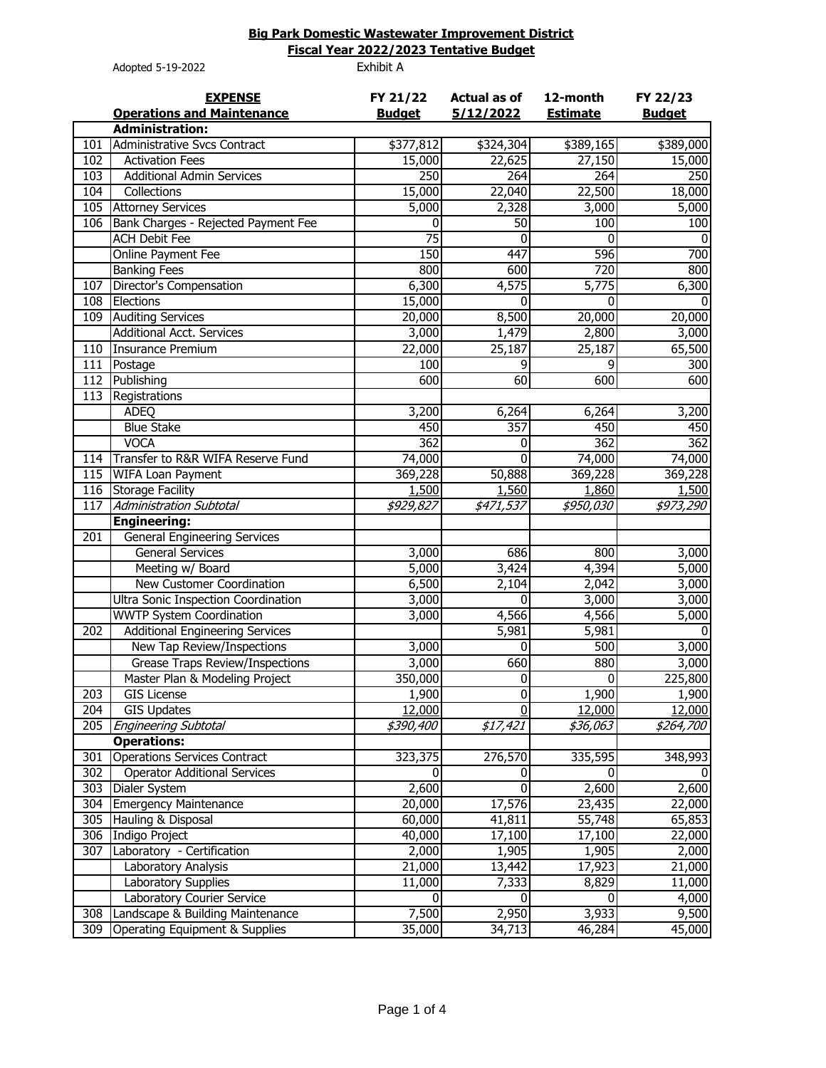**Big Park Domestic Wastewater Improvement District**
**Fiscal Year 2022/2023 Tentative Budget**

Adopted 5-19-2022 Exhibit A

| | **EXPENSE** **Operations and Maintenance** | **FY 21/22 Budget** | **Actual as of 5/12/2022** | **12-month Estimate** | **FY 22/23 Budget** |
|---|---|---|---|---|---|
| | **Administration:** | | | | |
| 101 | Administrative Svcs Contract | $377,812 | $324,304 | $389,165 | $389,000 |
| 102 | Activation Fees | 15,000 | 22,625 | 27,150 | 15,000 |
| 103 | Additional Admin Services | 250 | 264 | 264 | 250 |
| 104 | Collections | 15,000 | 22,040 | 22,500 | 18,000 |
| 105 | Attorney Services | 5,000 | 2,328 | 3,000 | 5,000 |
| 106 | Bank Charges - Rejected Payment Fee | 0 | 50 | 100 | 100 |
| | ACH Debit Fee | 75 | 0 | 0 | 0 |
| | Online Payment Fee | 150 | 447 | 596 | 700 |
| | Banking Fees | 800 | 600 | 720 | 800 |
| 107 | Director's Compensation | 6,300 | 4,575 | 5,775 | 6,300 |
| 108 | Elections | 15,000 | 0 | 0 | 0 |
| 109 | Auditing Services | 20,000 | 8,500 | 20,000 | 20,000 |
| | Additional Acct. Services | 3,000 | 1,479 | 2,800 | 3,000 |
| 110 | Insurance Premium | 22,000 | 25,187 | 25,187 | 65,500 |
| 111 | Postage | 100 | 9 | 9 | 300 |
| 112 | Publishing | 600 | 60 | 600 | 600 |
| 113 | Registrations | | | | |
| | ADEQ | 3,200 | 6,264 | 6,264 | 3,200 |
| | Blue Stake | 450 | 357 | 450 | 450 |
| | VOCA | 362 | 0 | 362 | 362 |
| 114 | Transfer to R&R WIFA Reserve Fund | 74,000 | 0 | 74,000 | 74,000 |
| 115 | WIFA Loan Payment | 369,228 | 50,888 | 369,228 | 369,228 |
| 116 | Storage Facility | 1,500 | 1,560 | 1,860 | 1,500 |
| 117 | *Administration Subtotal* | *$929,827* | *$471,537* | *$950,030* | *$973,290* |
| | **Engineering:** | | | | |
| 201 | General Engineering Services | | | | |
| | General Services | 3,000 | 686 | 800 | 3,000 |
| | Meeting w/ Board | 5,000 | 3,424 | 4,394 | 5,000 |
| | New Customer Coordination | 6,500 | 2,104 | 2,042 | 3,000 |
| | Ultra Sonic Inspection Coordination | 3,000 | 0 | 3,000 | 3,000 |
| | WWTP System Coordination | 3,000 | 4,566 | 4,566 | 5,000 |
| 202 | Additional Engineering Services | | 5,981 | 5,981 | 0 |
| | New Tap Review/Inspections | 3,000 | 0 | 500 | 3,000 |
| | Grease Traps Review/Inspections | 3,000 | 660 | 880 | 3,000 |
| | Master Plan & Modeling Project | 350,000 | 0 | 0 | 225,800 |
| 203 | GIS License | 1,900 | 0 | 1,900 | 1,900 |
| 204 | GIS Updates | 12,000 | 0 | 12,000 | 12,000 |
| 205 | *Engineering Subtotal* | *$390,400* | *$17,421* | *$36,063* | *$264,700* |
| | **Operations:** | | | | |
| 301 | Operations Services Contract | 323,375 | 276,570 | 335,595 | 348,993 |
| 302 | Operator Additional Services | 0 | 0 | 0 | 0 |
| 303 | Dialer System | 2,600 | 0 | 2,600 | 2,600 |
| 304 | Emergency Maintenance | 20,000 | 17,576 | 23,435 | 22,000 |
| 305 | Hauling & Disposal | 60,000 | 41,811 | 55,748 | 65,853 |
| 306 | Indigo Project | 40,000 | 17,100 | 17,100 | 22,000 |
| 307 | Laboratory - Certification | 2,000 | 1,905 | 1,905 | 2,000 |
| | Laboratory Analysis | 21,000 | 13,442 | 17,923 | 21,000 |
| | Laboratory Supplies | 11,000 | 7,333 | 8,829 | 11,000 |
| | Laboratory Courier Service | 0 | 0 | 0 | 4,000 |
| 308 | Landscape & Building Maintenance | 7,500 | 2,950 | 3,933 | 9,500 |
| 309 | Operating Equipment & Supplies | 35,000 | 34,713 | 46,284 | 45,000 |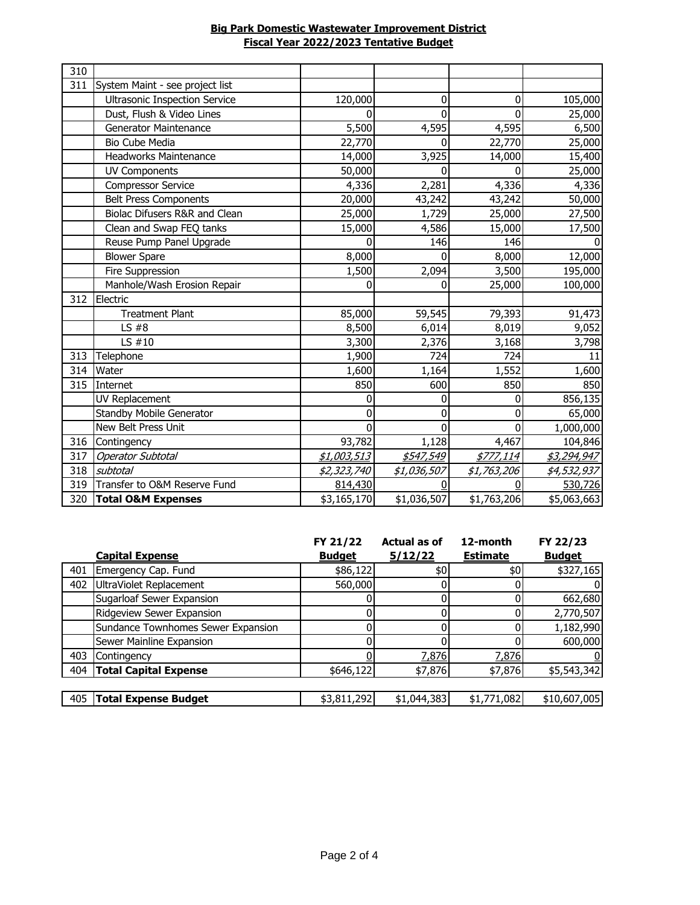**Big Park Domestic Wastewater Improvement District**
**Fiscal Year 2022/2023 Tentative Budget**

| | | | | | |
|---|---|---|---|---|---|
| 310 | | | | | |
| 311 | System Maint - see project list | | | | |
| | Ultrasonic Inspection Service | 120,000 | 0 | 0 | 105,000 |
| | Dust, Flush & Video Lines | 0 | 0 | 0 | 25,000 |
| | Generator Maintenance | 5,500 | 4,595 | 4,595 | 6,500 |
| | Bio Cube Media | 22,770 | 0 | 22,770 | 25,000 |
| | Headworks Maintenance | 14,000 | 3,925 | 14,000 | 15,400 |
| | UV Components | 50,000 | 0 | 0 | 25,000 |
| | Compressor Service | 4,336 | 2,281 | 4,336 | 4,336 |
| | Belt Press Components | 20,000 | 43,242 | 43,242 | 50,000 |
| | Biolac Difusers R&R and Clean | 25,000 | 1,729 | 25,000 | 27,500 |
| | Clean and Swap FEQ tanks | 15,000 | 4,586 | 15,000 | 17,500 |
| | Reuse Pump Panel Upgrade | 0 | 146 | 146 | 0 |
| | Blower Spare | 8,000 | 0 | 8,000 | 12,000 |
| | Fire Suppression | 1,500 | 2,094 | 3,500 | 195,000 |
| | Manhole/Wash Erosion Repair | 0 | 0 | 25,000 | 100,000 |
| 312 | Electric | | | | |
| | Treatment Plant | 85,000 | 59,545 | 79,393 | 91,473 |
| | LS #8 | 8,500 | 6,014 | 8,019 | 9,052 |
| | LS #10 | 3,300 | 2,376 | 3,168 | 3,798 |
| 313 | Telephone | 1,900 | 724 | 724 | 11 |
| 314 | Water | 1,600 | 1,164 | 1,552 | 1,600 |
| 315 | Internet | 850 | 600 | 850 | 850 |
| | UV Replacement | 0 | 0 | 0 | 856,135 |
| | Standby Mobile Generator | 0 | 0 | 0 | 65,000 |
| | New Belt Press Unit | 0 | 0 | 0 | 1,000,000 |
| 316 | Contingency | 93,782 | 1,128 | 4,467 | 104,846 |
| 317 | *Operator Subtotal* | *$1,003,513* | *$547,549* | *$777,114* | *$3,294,947* |
| 318 | *subtotal* | *$2,323,740* | *$1,036,507* | *$1,763,206* | *$4,532,937* |
| 319 | Transfer to O&M Reserve Fund | 814,430 | 0 | 0 | 530,726 |
| 320 | **Total O&M Expenses** | $3,165,170 | $1,036,507 | $1,763,206 | $5,063,663 |

| | **Capital Expense** | **FY 21/22 Budget** | **Actual as of 5/12/22** | **12-month Estimate** | **FY 22/23 Budget** |
|---|---|---|---|---|---|
| 401 | Emergency Cap. Fund | $86,122 | $0 | $0 | $327,165 |
| 402 | UltraViolet Replacement | 560,000 | 0 | 0 | 0 |
| | Sugarloaf Sewer Expansion | 0 | 0 | 0 | 662,680 |
| | Ridgeview Sewer Expansion | 0 | 0 | 0 | 2,770,507 |
| | Sundance Townhomes Sewer Expansion | 0 | 0 | 0 | 1,182,990 |
| | Sewer Mainline Expansion | 0 | 0 | 0 | 600,000 |
| 403 | Contingency | 0 | 7,876 | 7,876 | 0 |
| 404 | **Total Capital Expense** | $646,122 | $7,876 | $7,876 | $5,543,342 |
| | | | | | |
| 405 | **Total Expense Budget** | $3,811,292 | $1,044,383 | $1,771,082 | $10,607,005 |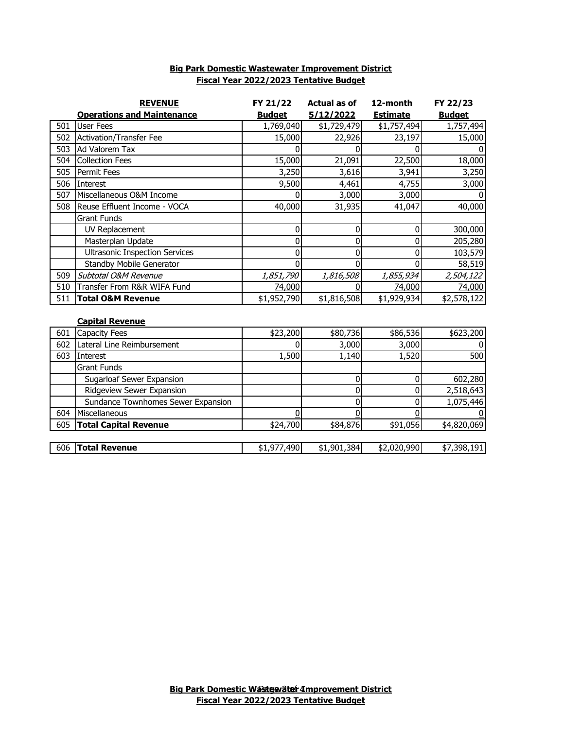**Big Park Domestic Wastewater Improvement District**
**Fiscal Year 2022/2023 Tentative Budget**

| | **REVENUE** | **FY 21/22** | **Actual as of** | **12-month** | **FY 22/23** |
|---|---|---|---|---|---|
| | **Operations and Maintenance** | **Budget** | **5/12/2022** | **Estimate** | **Budget** |
| 501 | User Fees | 1,769,040 | $1,729,479 | $1,757,494 | 1,757,494 |
| 502 | Activation/Transfer Fee | 15,000 | 22,926 | 23,197 | 15,000 |
| 503 | Ad Valorem Tax | 0 | 0 | 0 | 0 |
| 504 | Collection Fees | 15,000 | 21,091 | 22,500 | 18,000 |
| 505 | Permit Fees | 3,250 | 3,616 | 3,941 | 3,250 |
| 506 | Interest | 9,500 | 4,461 | 4,755 | 3,000 |
| 507 | Miscellaneous O&M Income | 0 | 3,000 | 3,000 | 0 |
| 508 | Reuse Effluent Income - VOCA | 40,000 | 31,935 | 41,047 | 40,000 |
| | Grant Funds | | | | |
| | UV Replacement | 0 | 0 | 0 | 300,000 |
| | Masterplan Update | 0 | 0 | 0 | 205,280 |
| | Ultrasonic Inspection Services | 0 | 0 | 0 | 103,579 |
| | Standby Mobile Generator | 0 | 0 | 0 | 58,519 |
| 509 | *Subtotal O&M Revenue* | *1,851,790* | *1,816,508* | *1,855,934* | *2,504,122* |
| 510 | Transfer From R&R WIFA Fund | 74,000 | 0 | 74,000 | 74,000 |
| 511 | **Total O&M Revenue** | $1,952,790 | $1,816,508 | $1,929,934 | $2,578,122 |

| | **Capital Revenue** | **FY 21/22 Budget** | **Actual as of 5/12/2022** | **12-month Estimate** | **FY 22/23 Budget** |
|---|---|---|---|---|---|
| 601 | Capacity Fees | $23,200 | $80,736 | $86,536 | $623,200 |
| 602 | Lateral Line Reimbursement | 0 | 3,000 | 3,000 | 0 |
| 603 | Interest | 1,500 | 1,140 | 1,520 | 500 |
| | Grant Funds | | | | |
| | Sugarloaf Sewer Expansion | | 0 | 0 | 602,280 |
| | Ridgeview Sewer Expansion | | 0 | 0 | 2,518,643 |
| | Sundance Townhomes Sewer Expansion | | 0 | 0 | 1,075,446 |
| 604 | Miscellaneous | 0 | 0 | 0 | 0 |
| 605 | **Total Capital Revenue** | $24,700 | $84,876 | $91,056 | $4,820,069 |
| | | | | | |
| 606 | **Total Revenue** | $1,977,490 | $1,901,384 | $2,020,990 | $7,398,191 |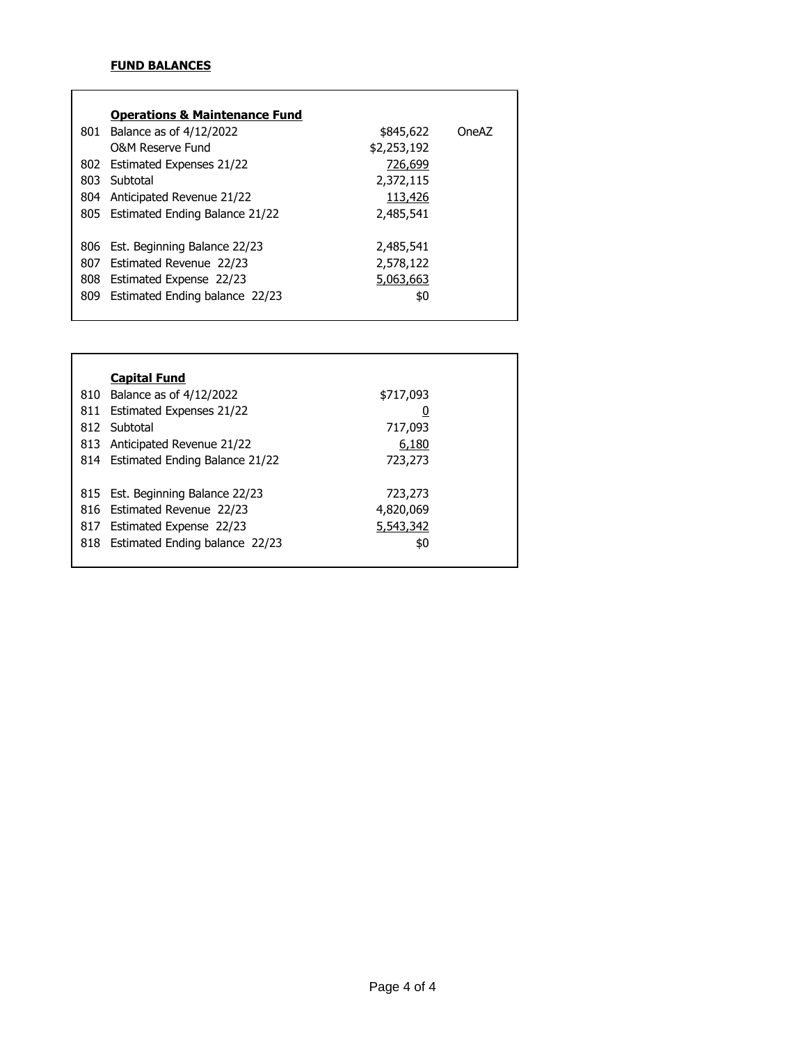**FUND BALANCES**

| | | | |
|---|---|---|---|
| | **Operations & Maintenance Fund** | | |
| 801 | Balance as of 4/12/2022 | $845,622 | OneAZ |
| | O&M Reserve Fund | $2,253,192 | |
| 802 | Estimated Expenses 21/22 | 726,699 | |
| 803 | Subtotal | 2,372,115 | |
| 804 | Anticipated Revenue 21/22 | 113,426 | |
| 805 | Estimated Ending Balance 21/22 | 2,485,541 | |
| | | | |
| 806 | Est. Beginning Balance 22/23 | 2,485,541 | |
| 807 | Estimated Revenue 22/23 | 2,578,122 | |
| 808 | Estimated Expense 22/23 | 5,063,663 | |
| 809 | Estimated Ending balance 22/23 | $0 | |

| | | |
|---|---|---|
| | **Capital Fund** | |
| 810 | Balance as of 4/12/2022 | $717,093 |
| 811 | Estimated Expenses 21/22 | 0 |
| 812 | Subtotal | 717,093 |
| 813 | Anticipated Revenue 21/22 | 6,180 |
| 814 | Estimated Ending Balance 21/22 | 723,273 |
| | | |
| 815 | Est. Beginning Balance 22/23 | 723,273 |
| 816 | Estimated Revenue 22/23 | 4,820,069 |
| 817 | Estimated Expense 22/23 | 5,543,342 |
| 818 | Estimated Ending balance 22/23 | $0 |